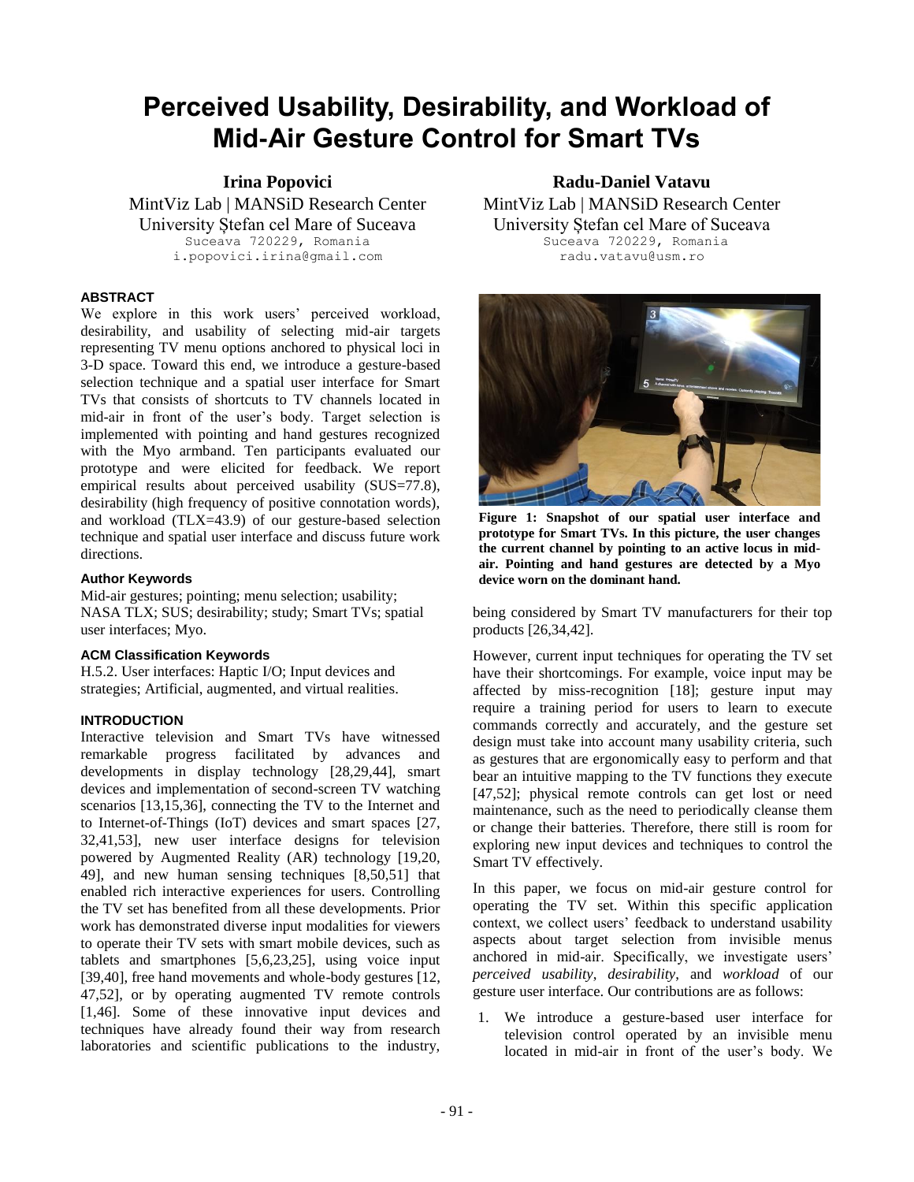# Perceived Usability, Desirability, and Workload of Mid-Air Gesture Control for Smart TVs

**Irina Popovici**
MintViz Lab | MANSiD Research Center
University Ștefan cel Mare of Suceava
Suceava 720229, Romania
i.popovici.irina@gmail.com

**Radu-Daniel Vatavu**
MintViz Lab | MANSiD Research Center
University Ștefan cel Mare of Suceava
Suceava 720229, Romania
radu.vatavu@usm.ro

## ABSTRACT

We explore in this work users' perceived workload, desirability, and usability of selecting mid-air targets representing TV menu options anchored to physical loci in 3-D space. Toward this end, we introduce a gesture-based selection technique and a spatial user interface for Smart TVs that consists of shortcuts to TV channels located in mid-air in front of the user's body. Target selection is implemented with pointing and hand gestures recognized with the Myo armband. Ten participants evaluated our prototype and were elicited for feedback. We report empirical results about perceived usability (SUS=77.8), desirability (high frequency of positive connotation words), and workload (TLX=43.9) of our gesture-based selection technique and spatial user interface and discuss future work directions.

### Author Keywords

Mid-air gestures; pointing; menu selection; usability; NASA TLX; SUS; desirability; study; Smart TVs; spatial user interfaces; Myo.

### ACM Classification Keywords

H.5.2. User interfaces: Haptic I/O; Input devices and strategies; Artificial, augmented, and virtual realities.

## INTRODUCTION

Interactive television and Smart TVs have witnessed remarkable progress facilitated by advances and developments in display technology [28,29,44], smart devices and implementation of second-screen TV watching scenarios [13,15,36], connecting the TV to the Internet and to Internet-of-Things (IoT) devices and smart spaces [27, 32,41,53], new user interface designs for television powered by Augmented Reality (AR) technology [19,20, 49], and new human sensing techniques [8,50,51] that enabled rich interactive experiences for users. Controlling the TV set has benefited from all these developments. Prior work has demonstrated diverse input modalities for viewers to operate their TV sets with smart mobile devices, such as tablets and smartphones [5,6,23,25], using voice input [39,40], free hand movements and whole-body gestures [12, 47,52], or by operating augmented TV remote controls [1,46]. Some of these innovative input devices and techniques have already found their way from research laboratories and scientific publications to the industry, being considered by Smart TV manufacturers for their top products [26,34,42].

**Figure 1: Snapshot of our spatial user interface and prototype for Smart TVs. In this picture, the user changes the current channel by pointing to an active locus in mid-air. Pointing and hand gestures are detected by a Myo device worn on the dominant hand.**

However, current input techniques for operating the TV set have their shortcomings. For example, voice input may be affected by miss-recognition [18]; gesture input may require a training period for users to learn to execute commands correctly and accurately, and the gesture set design must take into account many usability criteria, such as gestures that are ergonomically easy to perform and that bear an intuitive mapping to the TV functions they execute [47,52]; physical remote controls can get lost or need maintenance, such as the need to periodically cleanse them or change their batteries. Therefore, there still is room for exploring new input devices and techniques to control the Smart TV effectively.

In this paper, we focus on mid-air gesture control for operating the TV set. Within this specific application context, we collect users' feedback to understand usability aspects about target selection from invisible menus anchored in mid-air. Specifically, we investigate users' *perceived usability*, *desirability*, and *workload* of our gesture user interface. Our contributions are as follows:

1. We introduce a gesture-based user interface for television control operated by an invisible menu located in mid-air in front of the user's body. We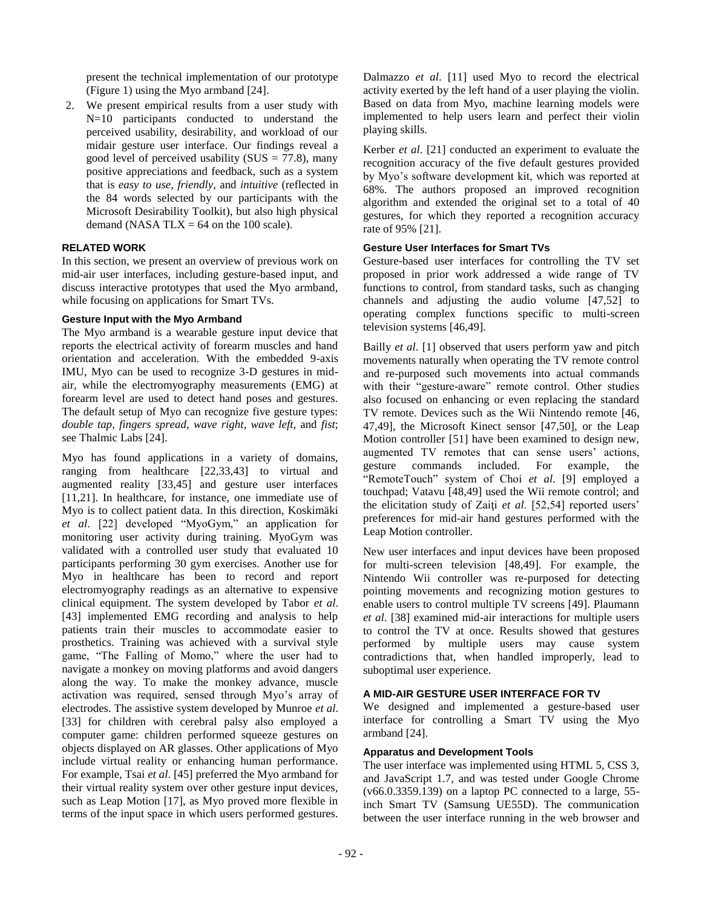present the technical implementation of our prototype (Figure 1) using the Myo armband [24].

2. We present empirical results from a user study with N=10 participants conducted to understand the perceived usability, desirability, and workload of our midair gesture user interface. Our findings reveal a good level of perceived usability (SUS = 77.8), many positive appreciations and feedback, such as a system that is *easy to use*, *friendly*, and *intuitive* (reflected in the 84 words selected by our participants with the Microsoft Desirability Toolkit), but also high physical demand (NASA TLX = 64 on the 100 scale).

## RELATED WORK

In this section, we present an overview of previous work on mid-air user interfaces, including gesture-based input, and discuss interactive prototypes that used the Myo armband, while focusing on applications for Smart TVs.

### Gesture Input with the Myo Armband

The Myo armband is a wearable gesture input device that reports the electrical activity of forearm muscles and hand orientation and acceleration. With the embedded 9-axis IMU, Myo can be used to recognize 3-D gestures in mid-air, while the electromyography measurements (EMG) at forearm level are used to detect hand poses and gestures. The default setup of Myo can recognize five gesture types: *double tap*, *fingers spread*, *wave right*, *wave left*, and *fist*; see Thalmic Labs [24].

Myo has found applications in a variety of domains, ranging from healthcare [22,33,43] to virtual and augmented reality [33,45] and gesture user interfaces [11,21]. In healthcare, for instance, one immediate use of Myo is to collect patient data. In this direction, Koskimäki *et al*. [22] developed "MyoGym," an application for monitoring user activity during training. MyoGym was validated with a controlled user study that evaluated 10 participants performing 30 gym exercises. Another use for Myo in healthcare has been to record and report electromyography readings as an alternative to expensive clinical equipment. The system developed by Tabor *et al*. [43] implemented EMG recording and analysis to help patients train their muscles to accommodate easier to prosthetics. Training was achieved with a survival style game, "The Falling of Momo," where the user had to navigate a monkey on moving platforms and avoid dangers along the way. To make the monkey advance, muscle activation was required, sensed through Myo's array of electrodes. The assistive system developed by Munroe *et al*. [33] for children with cerebral palsy also employed a computer game: children performed squeeze gestures on objects displayed on AR glasses. Other applications of Myo include virtual reality or enhancing human performance. For example, Tsai *et al*. [45] preferred the Myo armband for their virtual reality system over other gesture input devices, such as Leap Motion [17], as Myo proved more flexible in terms of the input space in which users performed gestures.

Dalmazzo *et al*. [11] used Myo to record the electrical activity exerted by the left hand of a user playing the violin. Based on data from Myo, machine learning models were implemented to help users learn and perfect their violin playing skills.

Kerber *et al*. [21] conducted an experiment to evaluate the recognition accuracy of the five default gestures provided by Myo's software development kit, which was reported at 68%. The authors proposed an improved recognition algorithm and extended the original set to a total of 40 gestures, for which they reported a recognition accuracy rate of 95% [21].

### Gesture User Interfaces for Smart TVs

Gesture-based user interfaces for controlling the TV set proposed in prior work addressed a wide range of TV functions to control, from standard tasks, such as changing channels and adjusting the audio volume [47,52] to operating complex functions specific to multi-screen television systems [46,49].

Bailly *et al*. [1] observed that users perform yaw and pitch movements naturally when operating the TV remote control and re-purposed such movements into actual commands with their "gesture-aware" remote control. Other studies also focused on enhancing or even replacing the standard TV remote. Devices such as the Wii Nintendo remote [46, 47,49], the Microsoft Kinect sensor [47,50], or the Leap Motion controller [51] have been examined to design new, augmented TV remotes that can sense users' actions, gesture commands included. For example, the "RemoteTouch" system of Choi *et al*. [9] employed a touchpad; Vatavu [48,49] used the Wii remote control; and the elicitation study of Zaiți *et al*. [52,54] reported users' preferences for mid-air hand gestures performed with the Leap Motion controller.

New user interfaces and input devices have been proposed for multi-screen television [48,49]. For example, the Nintendo Wii controller was re-purposed for detecting pointing movements and recognizing motion gestures to enable users to control multiple TV screens [49]. Plaumann *et al*. [38] examined mid-air interactions for multiple users to control the TV at once. Results showed that gestures performed by multiple users may cause system contradictions that, when handled improperly, lead to suboptimal user experience.

## A MID-AIR GESTURE USER INTERFACE FOR TV

We designed and implemented a gesture-based user interface for controlling a Smart TV using the Myo armband [24].

### Apparatus and Development Tools

The user interface was implemented using HTML 5, CSS 3, and JavaScript 1.7, and was tested under Google Chrome (v66.0.3359.139) on a laptop PC connected to a large, 55-inch Smart TV (Samsung UE55D). The communication between the user interface running in the web browser and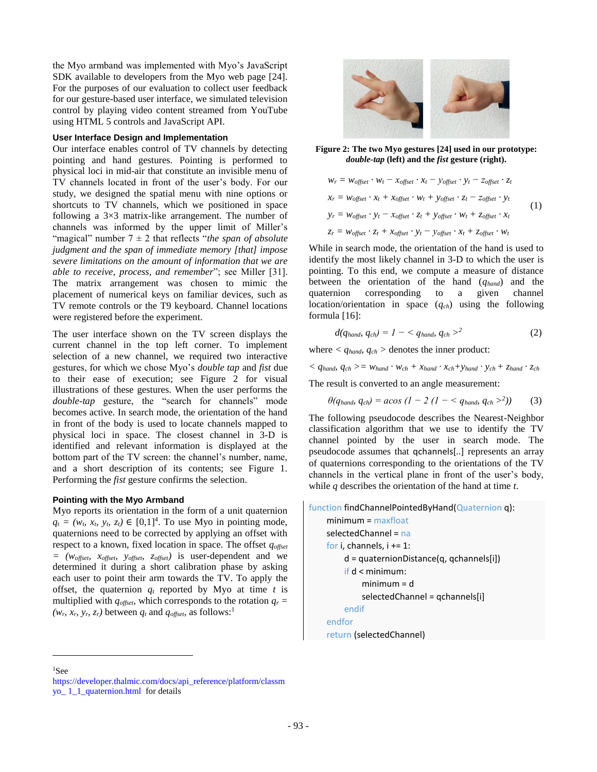the Myo armband was implemented with Myo's JavaScript SDK available to developers from the Myo web page [24]. For the purposes of our evaluation to collect user feedback for our gesture-based user interface, we simulated television control by playing video content streamed from YouTube using HTML 5 controls and JavaScript API.

### User Interface Design and Implementation

Our interface enables control of TV channels by detecting pointing and hand gestures. Pointing is performed to physical loci in mid-air that constitute an invisible menu of TV channels located in front of the user's body. For our study, we designed the spatial menu with nine options or shortcuts to TV channels, which we positioned in space following a 3×3 matrix-like arrangement. The number of channels was informed by the upper limit of Miller's "magical" number 7 ± 2 that reflects "*the span of absolute judgment and the span of immediate memory [that] impose severe limitations on the amount of information that we are able to receive, process, and remember*"; see Miller [31]. The matrix arrangement was chosen to mimic the placement of numerical keys on familiar devices, such as TV remote controls or the T9 keyboard. Channel locations were registered before the experiment.

The user interface shown on the TV screen displays the current channel in the top left corner. To implement selection of a new channel, we required two interactive gestures, for which we chose Myo's *double tap* and *fist* due to their ease of execution; see Figure 2 for visual illustrations of these gestures. When the user performs the *double-tap* gesture, the "search for channels" mode becomes active. In search mode, the orientation of the hand in front of the body is used to locate channels mapped to physical loci in space. The closest channel in 3-D is identified and relevant information is displayed at the bottom part of the TV screen: the channel's number, name, and a short description of its contents; see Figure 1. Performing the *fist* gesture confirms the selection.

### Pointing with the Myo Armband

Myo reports its orientation in the form of a unit quaternion $q_t = (w_t, x_t, y_t, z_t) \in [0,1]^4$. To use Myo in pointing mode, quaternions need to be corrected by applying an offset with respect to a known, fixed location in space. The offset $q_{offset} = (w_{offset}, x_{offset}, y_{offset}, z_{offset})$ is user-dependent and we determined it during a short calibration phase by asking each user to point their arm towards the TV. To apply the offset, the quaternion $q_t$ reported by Myo at time $t$ is multiplied with $q_{offset}$, which corresponds to the rotation $q_r = (w_r, x_r, y_r, z_r)$ between $q_t$ and $q_{offset}$, as follows:[1]

**Figure 2: The two Myo gestures [24] used in our prototype: *double-tap* (left) and the *fist* gesture (right).**

$$
\begin{aligned}
w_r &= w_{offset} \cdot w_t - x_{offset} \cdot x_t - y_{offset} \cdot y_t - z_{offset} \cdot z_t \\
x_r &= w_{offset} \cdot x_t + x_{offset} \cdot w_t + y_{offset} \cdot z_t - z_{offset} \cdot y_t \\
y_r &= w_{offset} \cdot y_t - x_{offset} \cdot z_t + y_{offset} \cdot w_t + z_{offset} \cdot x_t \\
z_r &= w_{offset} \cdot z_t + x_{offset} \cdot y_t - y_{offset} \cdot x_t + z_{offset} \cdot w_t
\end{aligned} \qquad (1)
$$

While in search mode, the orientation of the hand is used to identify the most likely channel in 3-D to which the user is pointing. To this end, we compute a measure of distance between the orientation of the hand ($q_{hand}$) and the quaternion corresponding to a given channel location/orientation in space ($q_{ch}$) using the following formula [16]:

$$d(q_{hand}, q_{ch}) = 1 - < q_{hand}, q_{ch} >^2 \qquad (2)$$

where $< q_{hand}, q_{ch} >$ denotes the inner product:

$$< q_{hand}, q_{ch} > = w_{hand} \cdot w_{ch} + x_{hand} \cdot x_{ch} + y_{hand} \cdot y_{ch} + z_{hand} \cdot z_{ch}$$

The result is converted to an angle measurement:

$$\theta(q_{hand}, q_{ch}) = acos\,(1 - 2\,(1 - < q_{hand}, q_{ch} >^2)) \qquad (3)$$

The following pseudocode describes the Nearest-Neighbor classification algorithm that we use to identify the TV channel pointed by the user in search mode. The pseudocode assumes that qchannels[..] represents an array of quaternions corresponding to the orientations of the TV channels in the vertical plane in front of the user's body, while $q$ describes the orientation of the hand at time $t$.

```
function findChannelPointedByHand(Quaternion q):
    minimum = maxfloat
    selectedChannel = na
    for i, channels, i += 1:
        d = quaternionDistance(q, qchannels[i])
        if d < minimum:
            minimum = d
            selectedChannel = qchannels[i]
        endif
    endfor
    return (selectedChannel)
```

[1] See https://developer.thalmic.com/docs/api_reference/platform/classmyo_1_1_quaternion.html for details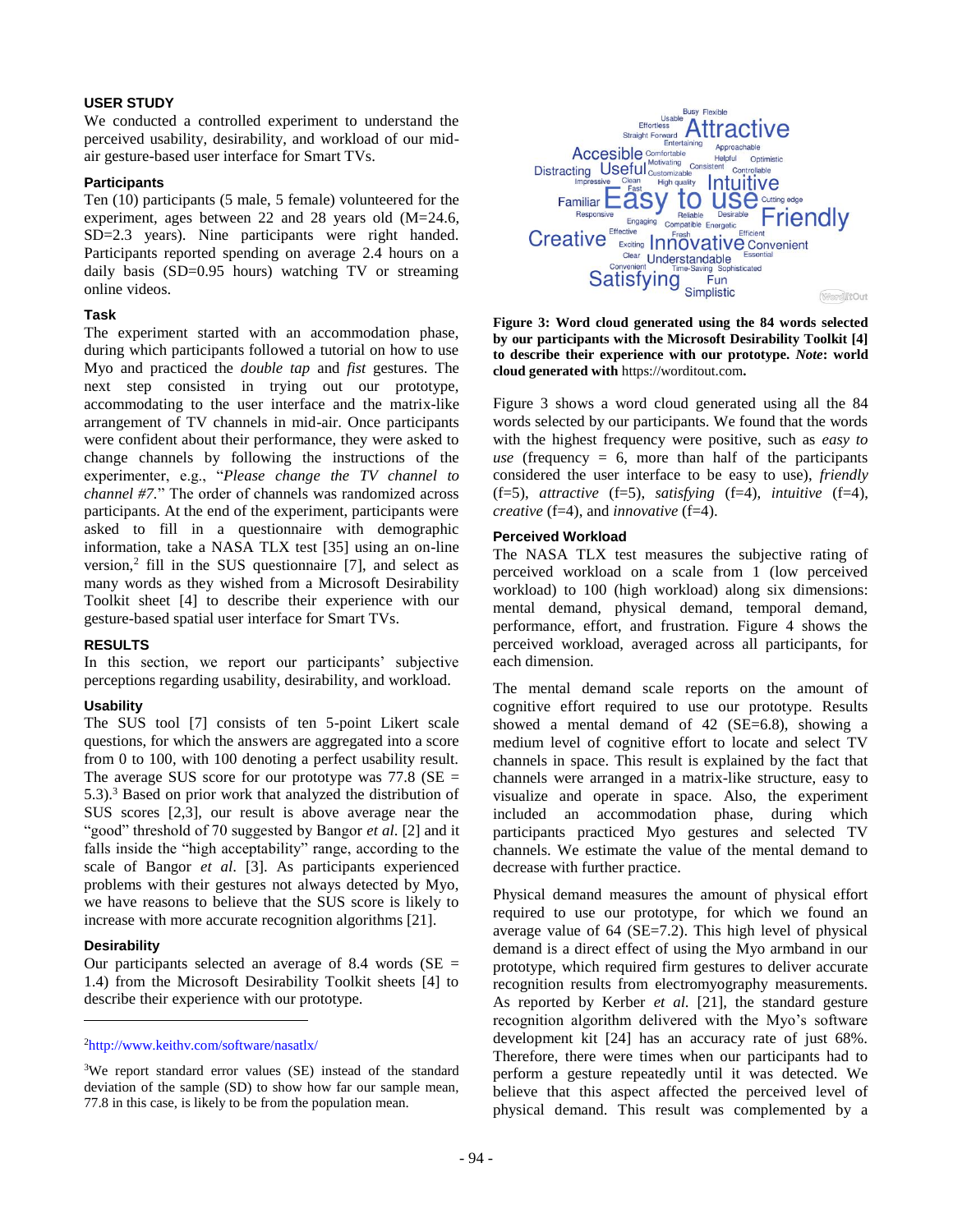## USER STUDY

We conducted a controlled experiment to understand the perceived usability, desirability, and workload of our mid-air gesture-based user interface for Smart TVs.

### Participants

Ten (10) participants (5 male, 5 female) volunteered for the experiment, ages between 22 and 28 years old (M=24.6, SD=2.3 years). Nine participants were right handed. Participants reported spending on average 2.4 hours on a daily basis (SD=0.95 hours) watching TV or streaming online videos.

### Task

The experiment started with an accommodation phase, during which participants followed a tutorial on how to use Myo and practiced the *double tap* and *fist* gestures. The next step consisted in trying out our prototype, accommodating to the user interface and the matrix-like arrangement of TV channels in mid-air. Once participants were confident about their performance, they were asked to change channels by following the instructions of the experimenter, e.g., "*Please change the TV channel to channel #7*." The order of channels was randomized across participants. At the end of the experiment, participants were asked to fill in a questionnaire with demographic information, take a NASA TLX test [35] using an on-line version,[2] fill in the SUS questionnaire [7], and select as many words as they wished from a Microsoft Desirability Toolkit sheet [4] to describe their experience with our gesture-based spatial user interface for Smart TVs.

## RESULTS

In this section, we report our participants' subjective perceptions regarding usability, desirability, and workload.

### Usability

The SUS tool [7] consists of ten 5-point Likert scale questions, for which the answers are aggregated into a score from 0 to 100, with 100 denoting a perfect usability result. The average SUS score for our prototype was 77.8 (SE = 5.3).[3] Based on prior work that analyzed the distribution of SUS scores [2,3], our result is above average near the "good" threshold of 70 suggested by Bangor *et al.* [2] and it falls inside the "high acceptability" range, according to the scale of Bangor *et al.* [3]. As participants experienced problems with their gestures not always detected by Myo, we have reasons to believe that the SUS score is likely to increase with more accurate recognition algorithms [21].

### Desirability

Our participants selected an average of 8.4 words (SE = 1.4) from the Microsoft Desirability Toolkit sheets [4] to describe their experience with our prototype.

[2] http://www.keithv.com/software/nasatlx/

[3] We report standard error values (SE) instead of the standard deviation of the sample (SD) to show how far our sample mean, 77.8 in this case, is likely to be from the population mean.

**Figure 3: Word cloud generated using the 84 words selected by our participants with the Microsoft Desirability Toolkit [4] to describe their experience with our prototype. *Note*: world cloud generated with** https://worditout.com**.**

Figure 3 shows a word cloud generated using all the 84 words selected by our participants. We found that the words with the highest frequency were positive, such as *easy to use* (frequency = 6, more than half of the participants considered the user interface to be easy to use), *friendly* (f=5), *attractive* (f=5), *satisfying* (f=4), *intuitive* (f=4), *creative* (f=4), and *innovative* (f=4).

### Perceived Workload

The NASA TLX test measures the subjective rating of perceived workload on a scale from 1 (low perceived workload) to 100 (high workload) along six dimensions: mental demand, physical demand, temporal demand, performance, effort, and frustration. Figure 4 shows the perceived workload, averaged across all participants, for each dimension.

The mental demand scale reports on the amount of cognitive effort required to use our prototype. Results showed a mental demand of 42 (SE=6.8), showing a medium level of cognitive effort to locate and select TV channels in space. This result is explained by the fact that channels were arranged in a matrix-like structure, easy to visualize and operate in space. Also, the experiment included an accommodation phase, during which participants practiced Myo gestures and selected TV channels. We estimate the value of the mental demand to decrease with further practice.

Physical demand measures the amount of physical effort required to use our prototype, for which we found an average value of 64 (SE=7.2). This high level of physical demand is a direct effect of using the Myo armband in our prototype, which required firm gestures to deliver accurate recognition results from electromyography measurements. As reported by Kerber *et al.* [21], the standard gesture recognition algorithm delivered with the Myo's software development kit [24] has an accuracy rate of just 68%. Therefore, there were times when our participants had to perform a gesture repeatedly until it was detected. We believe that this aspect affected the perceived level of physical demand. This result was complemented by a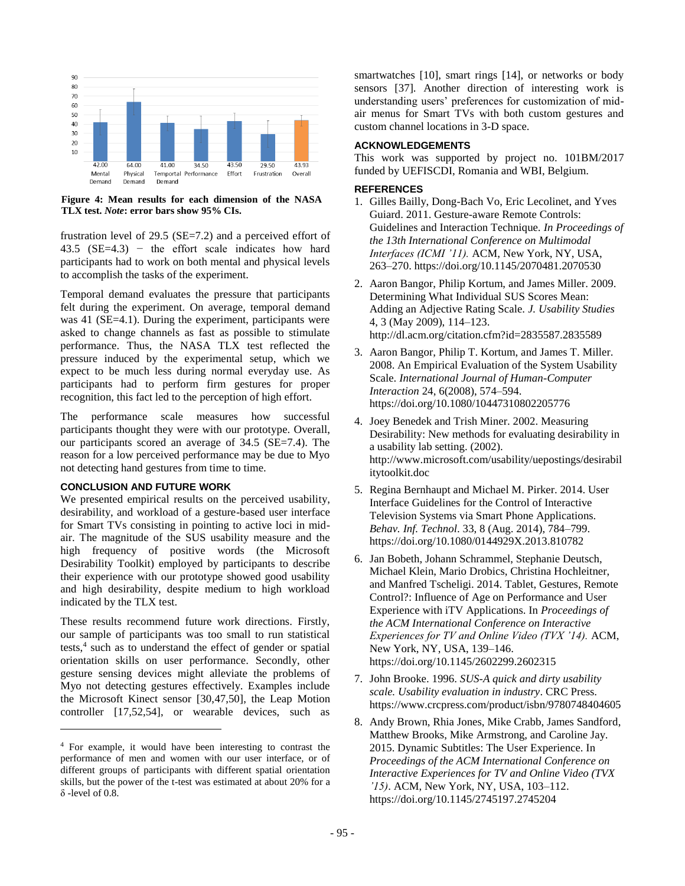**Figure 4: Mean results for each dimension of the NASA TLX test.** ***Note*****: error bars show 95% CIs.**

frustration level of 29.5 (SE=7.2) and a perceived effort of 43.5 (SE=4.3) − the effort scale indicates how hard participants had to work on both mental and physical levels to accomplish the tasks of the experiment.

Temporal demand evaluates the pressure that participants felt during the experiment. On average, temporal demand was 41 (SE=4.1). During the experiment, participants were asked to change channels as fast as possible to stimulate performance. Thus, the NASA TLX test reflected the pressure induced by the experimental setup, which we expect to be much less during normal everyday use. As participants had to perform firm gestures for proper recognition, this fact led to the perception of high effort.

The performance scale measures how successful participants thought they were with our prototype. Overall, our participants scored an average of 34.5 (SE=7.4). The reason for a low perceived performance may be due to Myo not detecting hand gestures from time to time.

## CONCLUSION AND FUTURE WORK

We presented empirical results on the perceived usability, desirability, and workload of a gesture-based user interface for Smart TVs consisting in pointing to active loci in mid-air. The magnitude of the SUS usability measure and the high frequency of positive words (the Microsoft Desirability Toolkit) employed by participants to describe their experience with our prototype showed good usability and high desirability, despite medium to high workload indicated by the TLX test.

These results recommend future work directions. Firstly, our sample of participants was too small to run statistical tests,[4] such as to understand the effect of gender or spatial orientation skills on user performance. Secondly, other gesture sensing devices might alleviate the problems of Myo not detecting gestures effectively. Examples include the Microsoft Kinect sensor [30,47,50], the Leap Motion controller [17,52,54], or wearable devices, such as smartwatches [10], smart rings [14], or networks or body sensors [37]. Another direction of interesting work is understanding users' preferences for customization of mid-air menus for Smart TVs with both custom gestures and custom channel locations in 3-D space.

[4] For example, it would have been interesting to contrast the performance of men and women with our user interface, or of different groups of participants with different spatial orientation skills, but the power of the t-test was estimated at about 20% for a δ -level of 0.8.

## ACKNOWLEDGEMENTS

This work was supported by project no. 101BM/2017 funded by UEFISCDI, Romania and WBI, Belgium.

## REFERENCES

1. Gilles Bailly, Dong-Bach Vo, Eric Lecolinet, and Yves Guiard. 2011. Gesture-aware Remote Controls: Guidelines and Interaction Technique. *In Proceedings of the 13th International Conference on Multimodal Interfaces (ICMI '11).* ACM, New York, NY, USA, 263–270. https://doi.org/10.1145/2070481.2070530
2. Aaron Bangor, Philip Kortum, and James Miller. 2009. Determining What Individual SUS Scores Mean: Adding an Adjective Rating Scale. *J. Usability Studies* 4, 3 (May 2009), 114–123. http://dl.acm.org/citation.cfm?id=2835587.2835589
3. Aaron Bangor, Philip T. Kortum, and James T. Miller. 2008. An Empirical Evaluation of the System Usability Scale. *International Journal of Human-Computer Interaction* 24, 6(2008), 574–594. https://doi.org/10.1080/10447310802205776
4. Joey Benedek and Trish Miner. 2002. Measuring Desirability: New methods for evaluating desirability in a usability lab setting. (2002). http://www.microsoft.com/usability/uepostings/desirabilitytoolkit.doc
5. Regina Bernhaupt and Michael M. Pirker. 2014. User Interface Guidelines for the Control of Interactive Television Systems via Smart Phone Applications. *Behav. Inf. Technol.* 33, 8 (Aug. 2014), 784–799. https://doi.org/10.1080/0144929X.2013.810782
6. Jan Bobeth, Johann Schrammel, Stephanie Deutsch, Michael Klein, Mario Drobics, Christina Hochleitner, and Manfred Tscheligi. 2014. Tablet, Gestures, Remote Control?: Influence of Age on Performance and User Experience with iTV Applications. In *Proceedings of the ACM International Conference on Interactive Experiences for TV and Online Video (TVX '14).* ACM, New York, NY, USA, 139–146. https://doi.org/10.1145/2602299.2602315
7. John Brooke. 1996. *SUS-A quick and dirty usability scale. Usability evaluation in industry*. CRC Press. https://www.crcpress.com/product/isbn/9780748404605
8. Andy Brown, Rhia Jones, Mike Crabb, James Sandford, Matthew Brooks, Mike Armstrong, and Caroline Jay. 2015. Dynamic Subtitles: The User Experience. In *Proceedings of the ACM International Conference on Interactive Experiences for TV and Online Video (TVX '15)*. ACM, New York, NY, USA, 103–112. https://doi.org/10.1145/2745197.2745204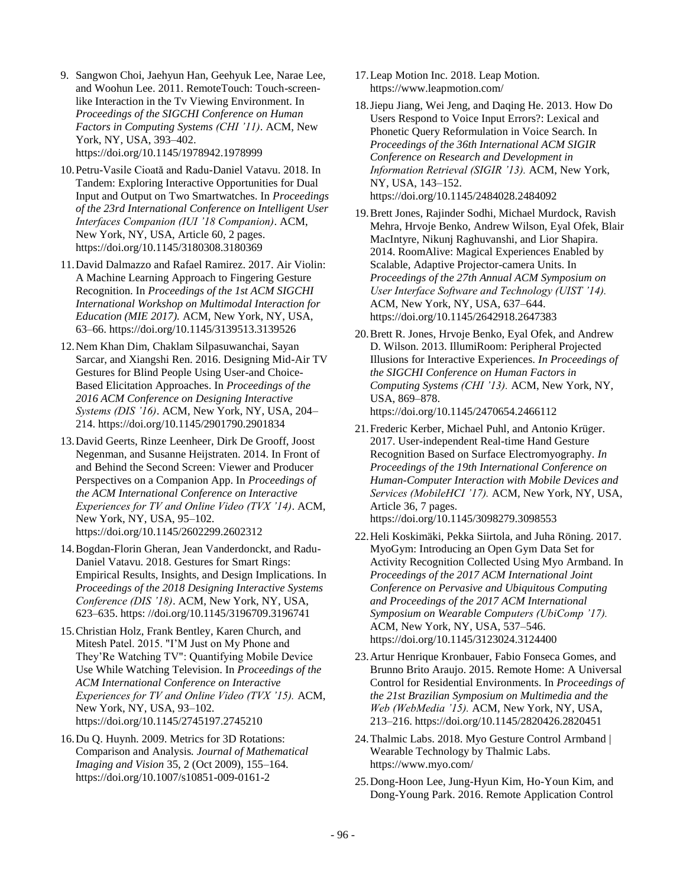9. Sangwon Choi, Jaehyun Han, Geehyuk Lee, Narae Lee, and Woohun Lee. 2011. RemoteTouch: Touch-screen-like Interaction in the Tv Viewing Environment. In *Proceedings of the SIGCHI Conference on Human Factors in Computing Systems (CHI '11)*. ACM, New York, NY, USA, 393–402. https://doi.org/10.1145/1978942.1978999

10. Petru-Vasile Cioată and Radu-Daniel Vatavu. 2018. In Tandem: Exploring Interactive Opportunities for Dual Input and Output on Two Smartwatches. In *Proceedings of the 23rd International Conference on Intelligent User Interfaces Companion (IUI '18 Companion)*. ACM, New York, NY, USA, Article 60, 2 pages. https://doi.org/10.1145/3180308.3180369

11. David Dalmazzo and Rafael Ramirez. 2017. Air Violin: A Machine Learning Approach to Fingering Gesture Recognition. In *Proceedings of the 1st ACM SIGCHI International Workshop on Multimodal Interaction for Education (MIE 2017).* ACM, New York, NY, USA, 63–66. https://doi.org/10.1145/3139513.3139526

12. Nem Khan Dim, Chaklam Silpasuwanchai, Sayan Sarcar, and Xiangshi Ren. 2016. Designing Mid-Air TV Gestures for Blind People Using User-and Choice-Based Elicitation Approaches. In *Proceedings of the 2016 ACM Conference on Designing Interactive Systems (DIS '16)*. ACM, New York, NY, USA, 204–214. https://doi.org/10.1145/2901790.2901834

13. David Geerts, Rinze Leenheer, Dirk De Grooff, Joost Negenman, and Susanne Heijstraten. 2014. In Front of and Behind the Second Screen: Viewer and Producer Perspectives on a Companion App. In *Proceedings of the ACM International Conference on Interactive Experiences for TV and Online Video (TVX '14)*. ACM, New York, NY, USA, 95–102. https://doi.org/10.1145/2602299.2602312

14. Bogdan-Florin Gheran, Jean Vanderdonckt, and Radu-Daniel Vatavu. 2018. Gestures for Smart Rings: Empirical Results, Insights, and Design Implications. In *Proceedings of the 2018 Designing Interactive Systems Conference (DIS '18)*. ACM, New York, NY, USA, 623–635. https: //doi.org/10.1145/3196709.3196741

15. Christian Holz, Frank Bentley, Karen Church, and Mitesh Patel. 2015. "I'M Just on My Phone and They'Re Watching TV": Quantifying Mobile Device Use While Watching Television. In *Proceedings of the ACM International Conference on Interactive Experiences for TV and Online Video (TVX '15).* ACM, New York, NY, USA, 93–102. https://doi.org/10.1145/2745197.2745210

16. Du Q. Huynh. 2009. Metrics for 3D Rotations: Comparison and Analysis. *Journal of Mathematical Imaging and Vision* 35, 2 (Oct 2009), 155–164. https://doi.org/10.1007/s10851-009-0161-2

17. Leap Motion Inc. 2018. Leap Motion. https://www.leapmotion.com/

18. Jiepu Jiang, Wei Jeng, and Daqing He. 2013. How Do Users Respond to Voice Input Errors?: Lexical and Phonetic Query Reformulation in Voice Search. In *Proceedings of the 36th International ACM SIGIR Conference on Research and Development in Information Retrieval (SIGIR '13).* ACM, New York, NY, USA, 143–152. https://doi.org/10.1145/2484028.2484092

19. Brett Jones, Rajinder Sodhi, Michael Murdock, Ravish Mehra, Hrvoje Benko, Andrew Wilson, Eyal Ofek, Blair MacIntyre, Nikunj Raghuvanshi, and Lior Shapira. 2014. RoomAlive: Magical Experiences Enabled by Scalable, Adaptive Projector-camera Units. In *Proceedings of the 27th Annual ACM Symposium on User Interface Software and Technology (UIST '14).* ACM, New York, NY, USA, 637–644. https://doi.org/10.1145/2642918.2647383

20. Brett R. Jones, Hrvoje Benko, Eyal Ofek, and Andrew D. Wilson. 2013. IllumiRoom: Peripheral Projected Illusions for Interactive Experiences. *In Proceedings of the SIGCHI Conference on Human Factors in Computing Systems (CHI '13).* ACM, New York, NY, USA, 869–878. https://doi.org/10.1145/2470654.2466112

21. Frederic Kerber, Michael Puhl, and Antonio Krüger. 2017. User-independent Real-time Hand Gesture Recognition Based on Surface Electromyography. *In Proceedings of the 19th International Conference on Human-Computer Interaction with Mobile Devices and Services (MobileHCI '17).* ACM, New York, NY, USA, Article 36, 7 pages. https://doi.org/10.1145/3098279.3098553

22. Heli Koskimäki, Pekka Siirtola, and Juha Röning. 2017. MyoGym: Introducing an Open Gym Data Set for Activity Recognition Collected Using Myo Armband. In *Proceedings of the 2017 ACM International Joint Conference on Pervasive and Ubiquitous Computing and Proceedings of the 2017 ACM International Symposium on Wearable Computers (UbiComp '17).* ACM, New York, NY, USA, 537–546. https://doi.org/10.1145/3123024.3124400

23. Artur Henrique Kronbauer, Fabio Fonseca Gomes, and Brunno Brito Araujo. 2015. Remote Home: A Universal Control for Residential Environments. In *Proceedings of the 21st Brazilian Symposium on Multimedia and the Web (WebMedia '15).* ACM, New York, NY, USA, 213–216. https://doi.org/10.1145/2820426.2820451

24. Thalmic Labs. 2018. Myo Gesture Control Armband | Wearable Technology by Thalmic Labs. https://www.myo.com/

25. Dong-Hoon Lee, Jung-Hyun Kim, Ho-Youn Kim, and Dong-Young Park. 2016. Remote Application Control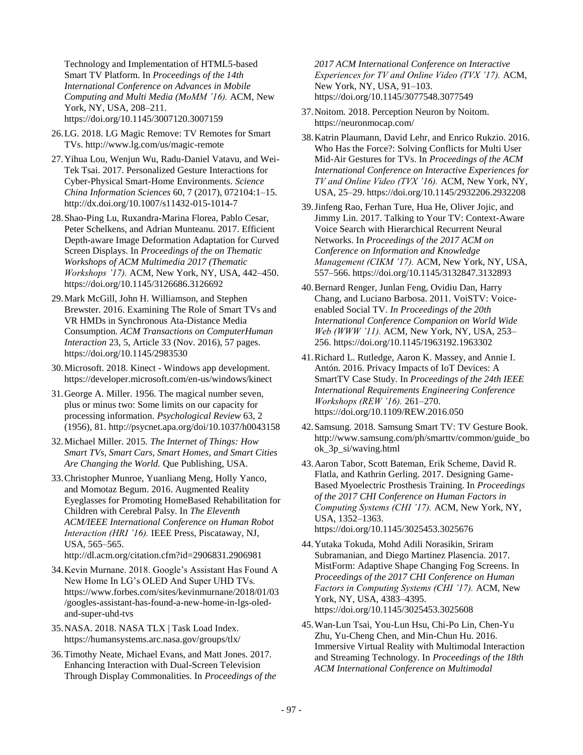Technology and Implementation of HTML5-based Smart TV Platform. In *Proceedings of the 14th International Conference on Advances in Mobile Computing and Multi Media (MoMM '16).* ACM, New York, NY, USA, 208–211. https://doi.org/10.1145/3007120.3007159

26. LG. 2018. LG Magic Remove: TV Remotes for Smart TVs. http://www.lg.com/us/magic-remote

27. Yihua Lou, Wenjun Wu, Radu-Daniel Vatavu, and Wei-Tek Tsai. 2017. Personalized Gesture Interactions for Cyber-Physical Smart-Home Environments. *Science China Information Sciences* 60, 7 (2017), 072104:1–15. http://dx.doi.org/10.1007/s11432-015-1014-7

28. Shao-Ping Lu, Ruxandra-Marina Florea, Pablo Cesar, Peter Schelkens, and Adrian Munteanu. 2017. Efficient Depth-aware Image Deformation Adaptation for Curved Screen Displays. In *Proceedings of the on Thematic Workshops of ACM Multimedia 2017 (Thematic Workshops '17).* ACM, New York, NY, USA, 442–450. https://doi.org/10.1145/3126686.3126692

29. Mark McGill, John H. Williamson, and Stephen Brewster. 2016. Examining The Role of Smart TVs and VR HMDs in Synchronous Ata-Distance Media Consumption. *ACM Transactions on ComputerHuman Interaction* 23, 5, Article 33 (Nov. 2016), 57 pages. https://doi.org/10.1145/2983530

30. Microsoft. 2018. Kinect - Windows app development. https://developer.microsoft.com/en-us/windows/kinect

31. George A. Miller. 1956. The magical number seven, plus or minus two: Some limits on our capacity for processing information. *Psychological Review* 63, 2 (1956), 81. http://psycnet.apa.org/doi/10.1037/h0043158

32. Michael Miller. 2015. *The Internet of Things: How Smart TVs, Smart Cars, Smart Homes, and Smart Cities Are Changing the World.* Que Publishing, USA.

33. Christopher Munroe, Yuanliang Meng, Holly Yanco, and Momotaz Begum. 2016. Augmented Reality Eyeglasses for Promoting HomeBased Rehabilitation for Children with Cerebral Palsy. In *The Eleventh ACM/IEEE International Conference on Human Robot Interaction (HRI '16).* IEEE Press, Piscataway, NJ, USA, 565–565. http://dl.acm.org/citation.cfm?id=2906831.2906981

34. Kevin Murnane. 2018. Google's Assistant Has Found A New Home In LG's OLED And Super UHD TVs. https://www.forbes.com/sites/kevinmurnane/2018/01/03/googles-assistant-has-found-a-new-home-in-lgs-oled-and-super-uhd-tvs

35. NASA. 2018. NASA TLX | Task Load Index. https://humansystems.arc.nasa.gov/groups/tlx/

36. Timothy Neate, Michael Evans, and Matt Jones. 2017. Enhancing Interaction with Dual-Screen Television Through Display Commonalities. In *Proceedings of the 2017 ACM International Conference on Interactive Experiences for TV and Online Video (TVX '17).* ACM, New York, NY, USA, 91–103. https://doi.org/10.1145/3077548.3077549

37. Noitom. 2018. Perception Neuron by Noitom. https://neuronmocap.com/

38. Katrin Plaumann, David Lehr, and Enrico Rukzio. 2016. Who Has the Force?: Solving Conflicts for Multi User Mid-Air Gestures for TVs. In *Proceedings of the ACM International Conference on Interactive Experiences for TV and Online Video (TVX '16).* ACM, New York, NY, USA, 25–29. https://doi.org/10.1145/2932206.2932208

39. Jinfeng Rao, Ferhan Ture, Hua He, Oliver Jojic, and Jimmy Lin. 2017. Talking to Your TV: Context-Aware Voice Search with Hierarchical Recurrent Neural Networks. In *Proceedings of the 2017 ACM on Conference on Information and Knowledge Management (CIKM '17).* ACM, New York, NY, USA, 557–566. https://doi.org/10.1145/3132847.3132893

40. Bernard Renger, Junlan Feng, Ovidiu Dan, Harry Chang, and Luciano Barbosa. 2011. VoiSTV: Voice-enabled Social TV. *In Proceedings of the 20th International Conference Companion on World Wide Web (WWW '11).* ACM, New York, NY, USA, 253–256. https://doi.org/10.1145/1963192.1963302

41. Richard L. Rutledge, Aaron K. Massey, and Annie I. Antón. 2016. Privacy Impacts of IoT Devices: A SmartTV Case Study. In *Proceedings of the 24th IEEE International Requirements Engineering Conference Workshops (REW '16).* 261–270. https://doi.org/10.1109/REW.2016.050

42. Samsung. 2018. Samsung Smart TV: TV Gesture Book. http://www.samsung.com/ph/smarttv/common/guide_book_3p_si/waving.html

43. Aaron Tabor, Scott Bateman, Erik Scheme, David R. Flatla, and Kathrin Gerling. 2017. Designing Game-Based Myoelectric Prosthesis Training. In *Proceedings of the 2017 CHI Conference on Human Factors in Computing Systems (CHI '17).* ACM, New York, NY, USA, 1352–1363. https://doi.org/10.1145/3025453.3025676

44. Yutaka Tokuda, Mohd Adili Norasikin, Sriram Subramanian, and Diego Martinez Plasencia. 2017. MistForm: Adaptive Shape Changing Fog Screens. In *Proceedings of the 2017 CHI Conference on Human Factors in Computing Systems (CHI '17).* ACM, New York, NY, USA, 4383–4395. https://doi.org/10.1145/3025453.3025608

45. Wan-Lun Tsai, You-Lun Hsu, Chi-Po Lin, Chen-Yu Zhu, Yu-Cheng Chen, and Min-Chun Hu. 2016. Immersive Virtual Reality with Multimodal Interaction and Streaming Technology. In *Proceedings of the 18th ACM International Conference on Multimodal*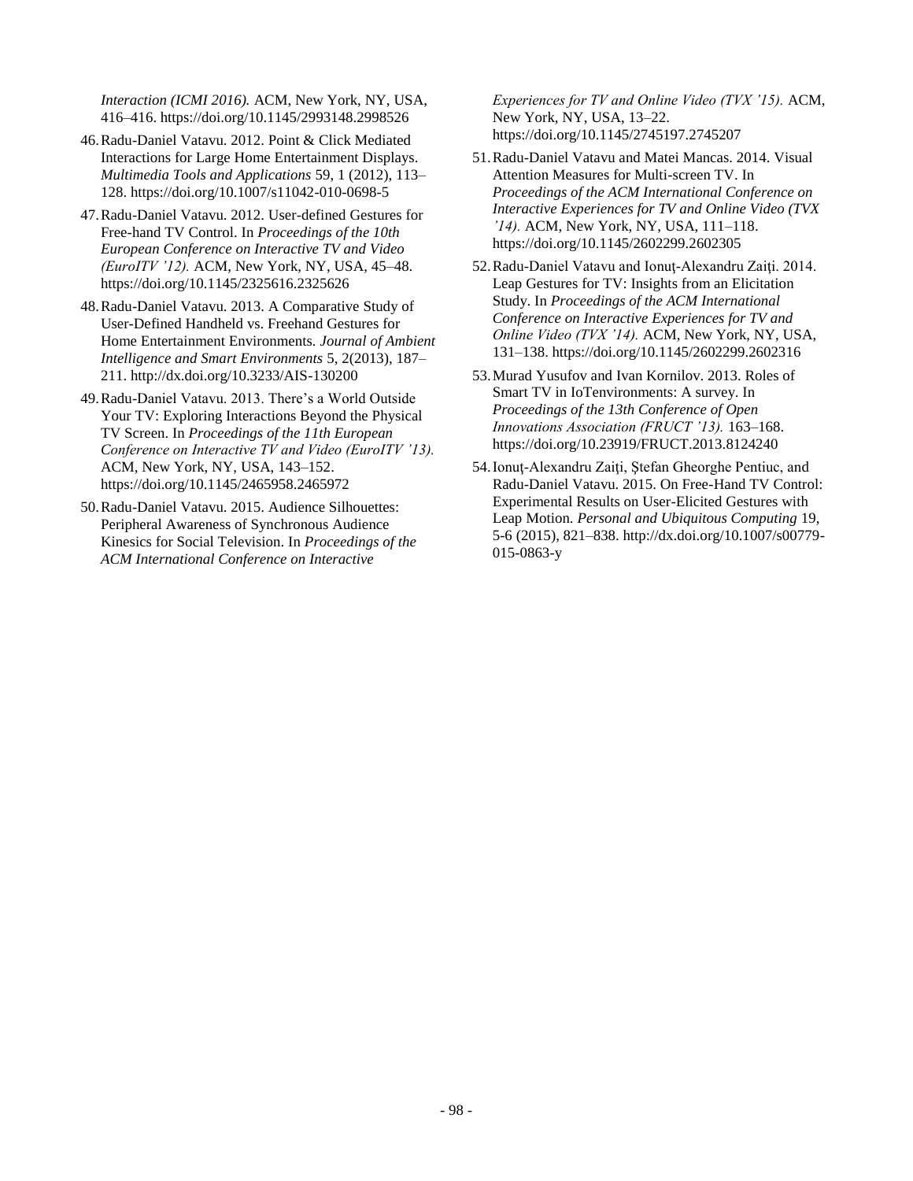*Interaction (ICMI 2016).* ACM, New York, NY, USA, 416–416. https://doi.org/10.1145/2993148.2998526

46. Radu-Daniel Vatavu. 2012. Point & Click Mediated Interactions for Large Home Entertainment Displays. *Multimedia Tools and Applications* 59, 1 (2012), 113–128. https://doi.org/10.1007/s11042-010-0698-5

47. Radu-Daniel Vatavu. 2012. User-defined Gestures for Free-hand TV Control. In *Proceedings of the 10th European Conference on Interactive TV and Video (EuroITV '12).* ACM, New York, NY, USA, 45–48. https://doi.org/10.1145/2325616.2325626

48. Radu-Daniel Vatavu. 2013. A Comparative Study of User-Defined Handheld vs. Freehand Gestures for Home Entertainment Environments. *Journal of Ambient Intelligence and Smart Environments* 5, 2(2013), 187–211. http://dx.doi.org/10.3233/AIS-130200

49. Radu-Daniel Vatavu. 2013. There's a World Outside Your TV: Exploring Interactions Beyond the Physical TV Screen. In *Proceedings of the 11th European Conference on Interactive TV and Video (EuroITV '13).* ACM, New York, NY, USA, 143–152. https://doi.org/10.1145/2465958.2465972

50. Radu-Daniel Vatavu. 2015. Audience Silhouettes: Peripheral Awareness of Synchronous Audience Kinesics for Social Television. In *Proceedings of the ACM International Conference on Interactive Experiences for TV and Online Video (TVX '15).* ACM, New York, NY, USA, 13–22. https://doi.org/10.1145/2745197.2745207

51. Radu-Daniel Vatavu and Matei Mancas. 2014. Visual Attention Measures for Multi-screen TV. In *Proceedings of the ACM International Conference on Interactive Experiences for TV and Online Video (TVX '14).* ACM, New York, NY, USA, 111–118. https://doi.org/10.1145/2602299.2602305

52. Radu-Daniel Vatavu and Ionuţ-Alexandru Zaiţi. 2014. Leap Gestures for TV: Insights from an Elicitation Study. In *Proceedings of the ACM International Conference on Interactive Experiences for TV and Online Video (TVX '14).* ACM, New York, NY, USA, 131–138. https://doi.org/10.1145/2602299.2602316

53. Murad Yusufov and Ivan Kornilov. 2013. Roles of Smart TV in IoTenvironments: A survey. In *Proceedings of the 13th Conference of Open Innovations Association (FRUCT '13).* 163–168. https://doi.org/10.23919/FRUCT.2013.8124240

54. Ionuţ-Alexandru Zaiţi, Ştefan Gheorghe Pentiuc, and Radu-Daniel Vatavu. 2015. On Free-Hand TV Control: Experimental Results on User-Elicited Gestures with Leap Motion. *Personal and Ubiquitous Computing* 19, 5-6 (2015), 821–838. http://dx.doi.org/10.1007/s00779-015-0863-y